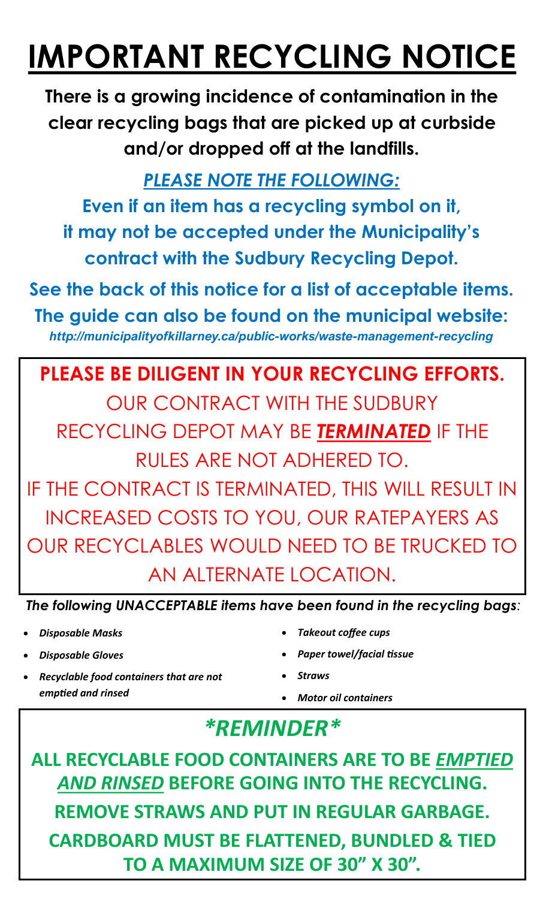# IMPORTANT RECYCLING NOTICE

**There is a growing incidence of contamination in the clear recycling bags that are picked up at curbside and/or dropped off at the landfills.**

***PLEASE NOTE THE FOLLOWING:***

**Even if an item has a recycling symbol on it, it may not be accepted under the Municipality's contract with the Sudbury Recycling Depot.**

**See the back of this notice for a list of acceptable items.**

**The guide can also be found on the municipal website:**

***http://municipalityofkillarney.ca/public-works/waste-management-recycling***

**PLEASE BE DILIGENT IN YOUR RECYCLING EFFORTS.**

OUR CONTRACT WITH THE SUDBURY RECYCLING DEPOT MAY BE ***TERMINATED*** IF THE RULES ARE NOT ADHERED TO.

IF THE CONTRACT IS TERMINATED, THIS WILL RESULT IN INCREASED COSTS TO YOU, OUR RATEPAYERS AS OUR RECYCLABLES WOULD NEED TO BE TRUCKED TO AN ALTERNATE LOCATION.

***The following UNACCEPTABLE items have been found in the recycling bags:***

- ***Disposable Masks***
- ***Disposable Gloves***
- ***Recyclable food containers that are not emptied and rinsed***
- ***Takeout coffee cups***
- ***Paper towel/facial tissue***
- ***Straws***
- ***Motor oil containers***

## *\*REMINDER\**

**ALL RECYCLABLE FOOD CONTAINERS ARE TO BE *EMPTIED AND RINSED* BEFORE GOING INTO THE RECYCLING.**

**REMOVE STRAWS AND PUT IN REGULAR GARBAGE.**

**CARDBOARD MUST BE FLATTENED, BUNDLED & TIED TO A MAXIMUM SIZE OF 30" X 30".**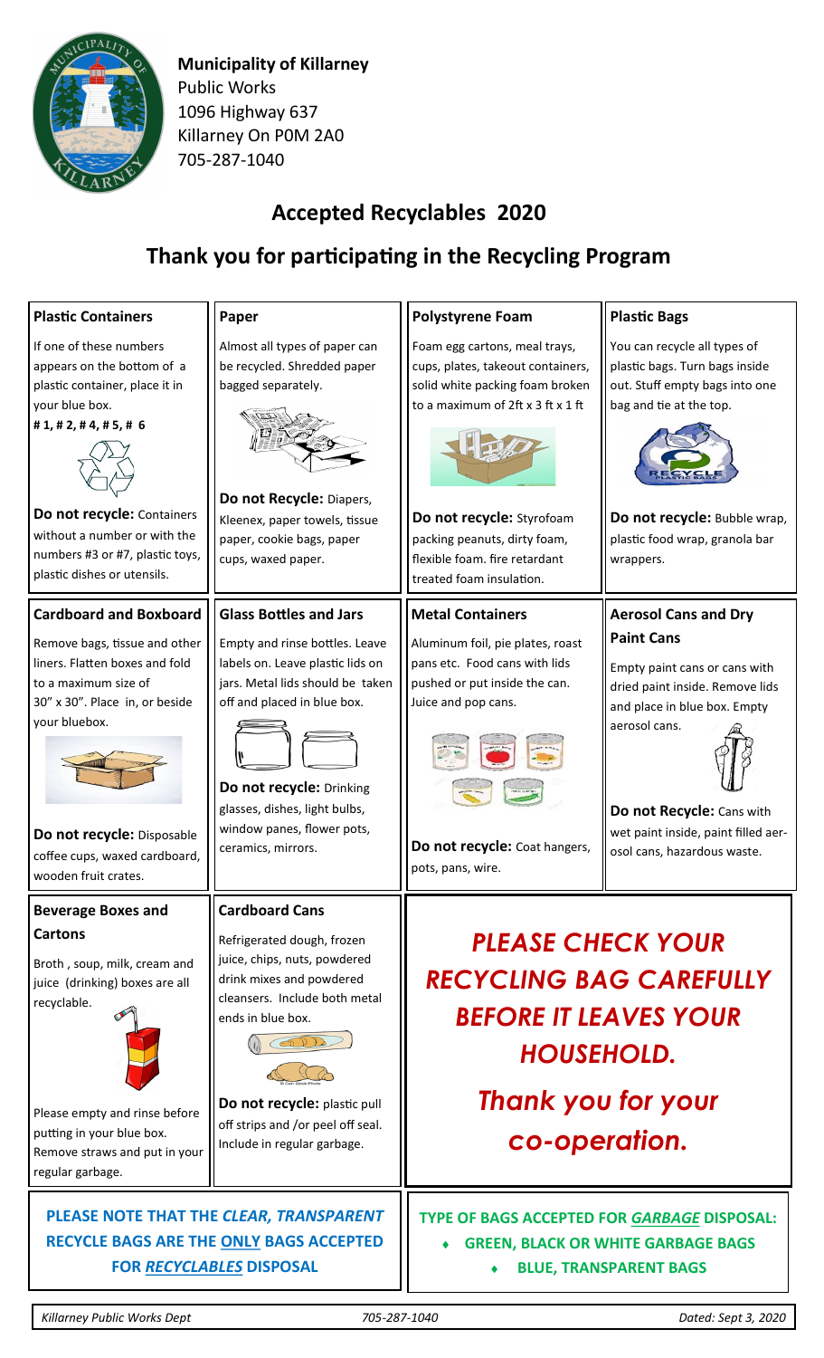**Municipality of Killarney**
Public Works
1096 Highway 637
Killarney On P0M 2A0
705-287-1040

## Accepted Recyclables 2020

## Thank you for participating in the Recycling Program

### Plastic Containers

If one of these numbers appears on the bottom of a plastic container, place it in your blue box.

**# 1, # 2, # 4, # 5, # 6**

**Do not recycle:** Containers without a number or with the numbers #3 or #7, plastic toys, plastic dishes or utensils.

### Paper

Almost all types of paper can be recycled. Shredded paper bagged separately.

**Do not Recycle:** Diapers, Kleenex, paper towels, tissue paper, cookie bags, paper cups, waxed paper.

### Polystyrene Foam

Foam egg cartons, meal trays, cups, plates, takeout containers, solid white packing foam broken to a maximum of 2ft x 3 ft x 1 ft

**Do not recycle:** Styrofoam packing peanuts, dirty foam, flexible foam. fire retardant treated foam insulation.

### Plastic Bags

You can recycle all types of plastic bags. Turn bags inside out. Stuff empty bags into one bag and tie at the top.

**Do not recycle:** Bubble wrap, plastic food wrap, granola bar wrappers.

### Cardboard and Boxboard

Remove bags, tissue and other liners. Flatten boxes and fold to a maximum size of 30" x 30". Place in, or beside your bluebox.

**Do not recycle:** Disposable coffee cups, waxed cardboard, wooden fruit crates.

### Glass Bottles and Jars

Empty and rinse bottles. Leave labels on. Leave plastic lids on jars. Metal lids should be taken off and placed in blue box.

**Do not recycle:** Drinking glasses, dishes, light bulbs, window panes, flower pots, ceramics, mirrors.

### Metal Containers

Aluminum foil, pie plates, roast pans etc. Food cans with lids pushed or put inside the can. Juice and pop cans.

**Do not recycle:** Coat hangers, pots, pans, wire.

### Aerosol Cans and Dry Paint Cans

Empty paint cans or cans with dried paint inside. Remove lids and place in blue box. Empty aerosol cans.

**Do not Recycle:** Cans with wet paint inside, paint filled aerosol cans, hazardous waste.

### Beverage Boxes and Cartons

Broth , soup, milk, cream and juice (drinking) boxes are all recyclable.

Please empty and rinse before putting in your blue box. Remove straws and put in your regular garbage.

### Cardboard Cans

Refrigerated dough, frozen juice, chips, nuts, powdered drink mixes and powdered cleansers. Include both metal ends in blue box.

**Do not recycle:** plastic pull off strips and /or peel off seal. Include in regular garbage.

***PLEASE CHECK YOUR RECYCLING BAG CAREFULLY BEFORE IT LEAVES YOUR HOUSEHOLD.***

***Thank you for your co-operation.***

**PLEASE NOTE THAT THE *CLEAR, TRANSPARENT* RECYCLE BAGS ARE THE ONLY BAGS ACCEPTED FOR *RECYCLABLES* DISPOSAL**

**TYPE OF BAGS ACCEPTED FOR *GARBAGE* DISPOSAL:**

- **GREEN, BLACK OR WHITE GARBAGE BAGS**
- **BLUE, TRANSPARENT BAGS**

*Killarney Public Works Dept* *705-287-1040* *Dated: Sept 3, 2020*